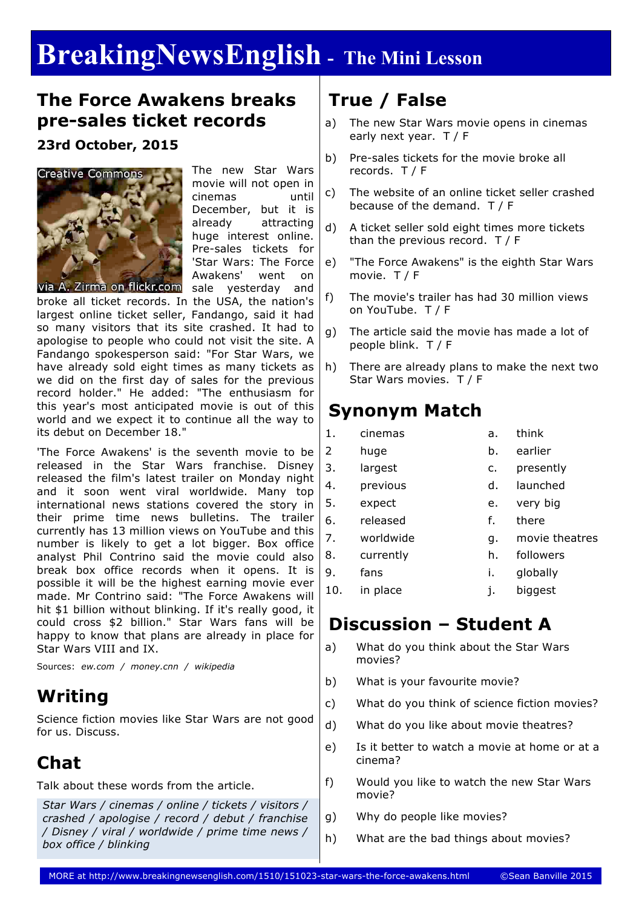# BreakingNewsEnglish - The Mini Lesson

## The Force Awakens breaks pre-sales ticket records

**23rd October, 2015**

Creative Commons via A. Zirma on flickr.com

The new Star Wars movie will not open in cinemas until December, but it is already attracting huge interest online. Pre-sales tickets for 'Star Wars: The Force Awakens' went on sale yesterday and broke all ticket records. In the USA, the nation's largest online ticket seller, Fandango, said it had so many visitors that its site crashed. It had to apologise to people who could not visit the site. A Fandango spokesperson said: "For Star Wars, we have already sold eight times as many tickets as we did on the first day of sales for the previous record holder." He added: "The enthusiasm for this year's most anticipated movie is out of this world and we expect it to continue all the way to its debut on December 18."

'The Force Awakens' is the seventh movie to be released in the Star Wars franchise. Disney released the film's latest trailer on Monday night and it soon went viral worldwide. Many top international news stations covered the story in their prime time news bulletins. The trailer currently has 13 million views on YouTube and this number is likely to get a lot bigger. Box office analyst Phil Contrino said the movie could also break box office records when it opens. It is possible it will be the highest earning movie ever made. Mr Contrino said: "The Force Awakens will hit $1 billion without blinking. If it's really good, it could cross $2 billion." Star Wars fans will be happy to know that plans are already in place for Star Wars VIII and IX.

Sources: *ew.com / money.cnn / wikipedia*

## Writing

Science fiction movies like Star Wars are not good for us. Discuss.

## Chat

Talk about these words from the article.

*Star Wars / cinemas / online / tickets / visitors / crashed / apologise / record / debut / franchise / Disney / viral / worldwide / prime time news / box office / blinking*

## True / False

a) The new Star Wars movie opens in cinemas early next year. T / F

b) Pre-sales tickets for the movie broke all records. T / F

c) The website of an online ticket seller crashed because of the demand. T / F

d) A ticket seller sold eight times more tickets than the previous record. T / F

e) "The Force Awakens" is the eighth Star Wars movie. T / F

f) The movie's trailer has had 30 million views on YouTube. T / F

g) The article said the movie has made a lot of people blink. T / F

h) There are already plans to make the next two Star Wars movies. T / F

## Synonym Match

| | | | |
|---|---|---|---|
| 1. | cinemas | a. | think |
| 2 | huge | b. | earlier |
| 3. | largest | c. | presently |
| 4. | previous | d. | launched |
| 5. | expect | e. | very big |
| 6. | released | f. | there |
| 7. | worldwide | g. | movie theatres |
| 8. | currently | h. | followers |
| 9. | fans | i. | globally |
| 10. | in place | j. | biggest |

## Discussion – Student A

a) What do you think about the Star Wars movies?

b) What is your favourite movie?

c) What do you think of science fiction movies?

d) What do you like about movie theatres?

e) Is it better to watch a movie at home or at a cinema?

f) Would you like to watch the new Star Wars movie?

g) Why do people like movies?

h) What are the bad things about movies?

MORE at http://www.breakingnewsenglish.com/1510/151023-star-wars-the-force-awakens.html ©Sean Banville 2015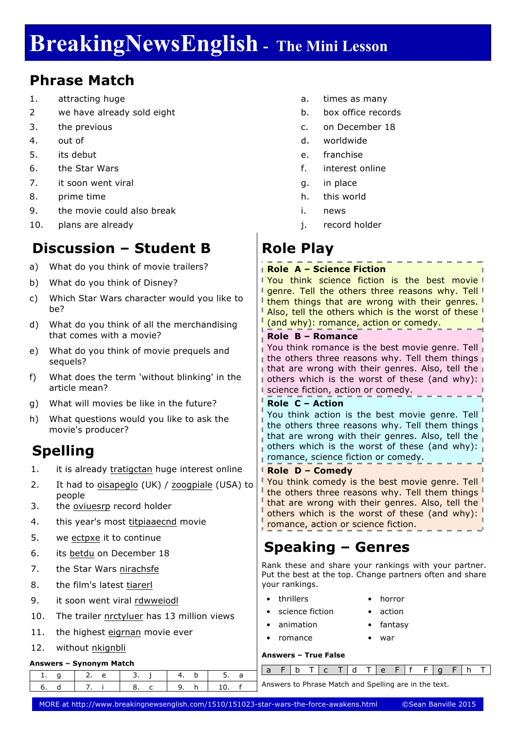# BreakingNewsEnglish - The Mini Lesson

## Phrase Match

1. attracting huge
2. we have already sold eight
3. the previous
4. out of
5. its debut
6. the Star Wars
7. it soon went viral
8. prime time
9. the movie could also break
10. plans are already

a. times as many
b. box office records
c. on December 18
d. worldwide
e. franchise
f. interest online
g. in place
h. this world
i. news
j. record holder

## Discussion – Student B

a) What do you think of movie trailers?
b) What do you think of Disney?
c) Which Star Wars character would you like to be?
d) What do you think of all the merchandising that comes with a movie?
e) What do you think of movie prequels and sequels?
f) What does the term 'without blinking' in the article mean?
g) What will movies be like in the future?
h) What questions would you like to ask the movie's producer?

## Spelling

1. it is already tratigctan huge interest online
2. It had to oisapeglo (UK) / zoogpiale (USA) to people
3. the oviuesrp record holder
4. this year's most titpiaaecnd movie
5. we ectpxe it to continue
6. its betdu on December 18
7. the Star Wars nirachsfe
8. the film's latest tiarerl
9. it soon went viral rdwweiodl
10. The trailer nrctyluer has 13 million views
11. the highest eigrnan movie ever
12. without nkignbli

**Answers – Synonym Match**

| | | | | |
|---|---|---|---|---|
| 1. g | 2. e | 3. j | 4. b | 5. a |
| 6. d | 7. i | 8. c | 9. h | 10. f |

## Role Play

**Role A – Science Fiction**
You think science fiction is the best movie genre. Tell the others three reasons why. Tell them things that are wrong with their genres. Also, tell the others which is the worst of these (and why): romance, action or comedy.

**Role B – Romance**
You think romance is the best movie genre. Tell the others three reasons why. Tell them things that are wrong with their genres. Also, tell the others which is the worst of these (and why): science fiction, action or comedy.

**Role C – Action**
You think action is the best movie genre. Tell the others three reasons why. Tell them things that are wrong with their genres. Also, tell the others which is the worst of these (and why): romance, science fiction or comedy.

**Role D – Comedy**
You think comedy is the best movie genre. Tell the others three reasons why. Tell them things that are wrong with their genres. Also, tell the others which is the worst of these (and why): romance, action or science fiction.

## Speaking – Genres

Rank these and share your rankings with your partner. Put the best at the top. Change partners often and share your rankings.

- thrillers
- science fiction
- animation
- romance
- horror
- action
- fantasy
- war

**Answers – True False**

| | | | | | | | | | | | | | | | |
|---|---|---|---|---|---|---|---|---|---|---|---|---|---|---|---|
| a | F | b | T | c | T | d | T | e | F | f | F | g | F | h | T |

Answers to Phrase Match and Spelling are in the text.

MORE at http://www.breakingnewsenglish.com/1510/151023-star-wars-the-force-awakens.html ©Sean Banville 2015